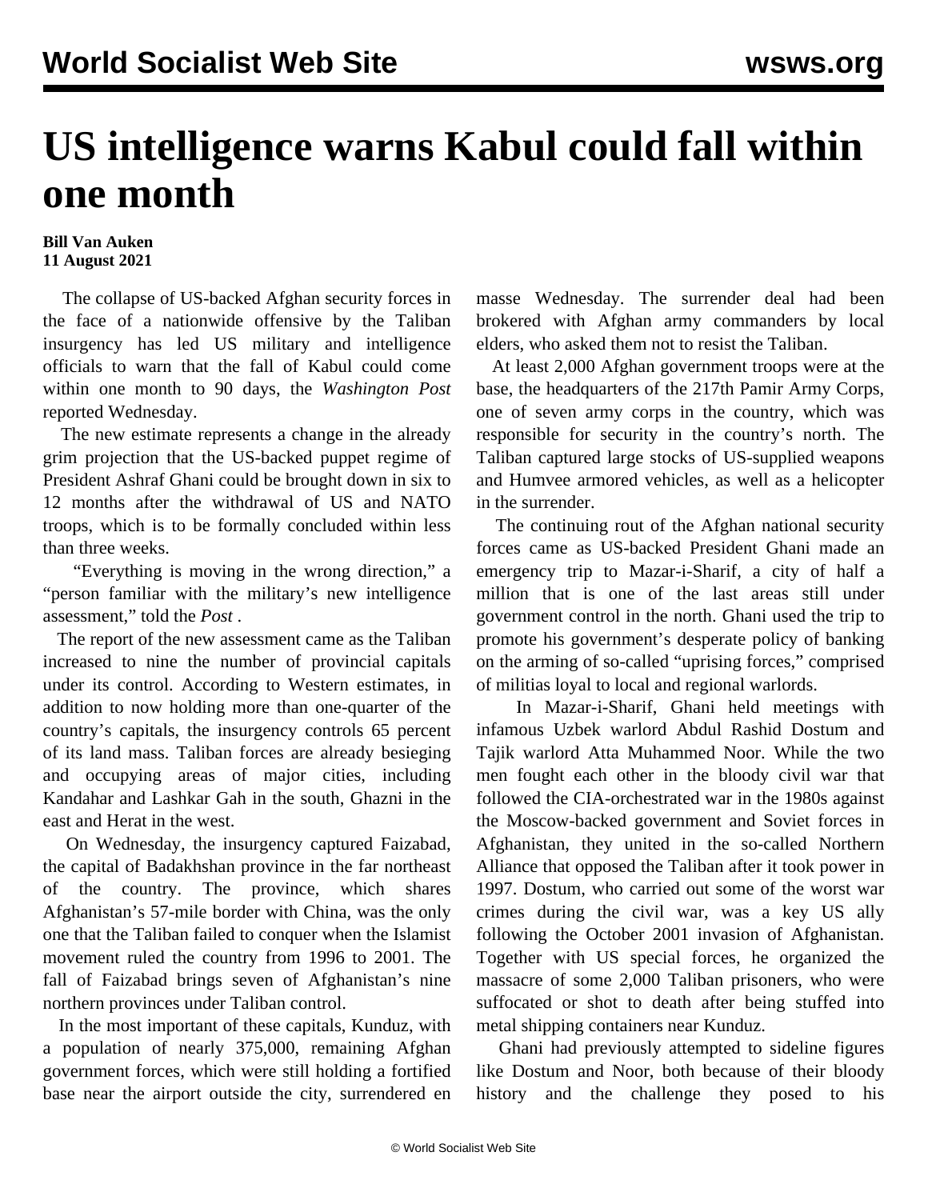# US intelligence warns Kabul could fall within one month

**Bill Van Auken**
**11 August 2021**

The collapse of US-backed Afghan security forces in the face of a nationwide offensive by the Taliban insurgency has led US military and intelligence officials to warn that the fall of Kabul could come within one month to 90 days, the *Washington Post* reported Wednesday.

The new estimate represents a change in the already grim projection that the US-backed puppet regime of President Ashraf Ghani could be brought down in six to 12 months after the withdrawal of US and NATO troops, which is to be formally concluded within less than three weeks.

"Everything is moving in the wrong direction," a "person familiar with the military's new intelligence assessment," told the *Post* .

The report of the new assessment came as the Taliban increased to nine the number of provincial capitals under its control. According to Western estimates, in addition to now holding more than one-quarter of the country's capitals, the insurgency controls 65 percent of its land mass. Taliban forces are already besieging and occupying areas of major cities, including Kandahar and Lashkar Gah in the south, Ghazni in the east and Herat in the west.

On Wednesday, the insurgency captured Faizabad, the capital of Badakhshan province in the far northeast of the country. The province, which shares Afghanistan's 57-mile border with China, was the only one that the Taliban failed to conquer when the Islamist movement ruled the country from 1996 to 2001. The fall of Faizabad brings seven of Afghanistan's nine northern provinces under Taliban control.

In the most important of these capitals, Kunduz, with a population of nearly 375,000, remaining Afghan government forces, which were still holding a fortified base near the airport outside the city, surrendered en masse Wednesday. The surrender deal had been brokered with Afghan army commanders by local elders, who asked them not to resist the Taliban.

At least 2,000 Afghan government troops were at the base, the headquarters of the 217th Pamir Army Corps, one of seven army corps in the country, which was responsible for security in the country's north. The Taliban captured large stocks of US-supplied weapons and Humvee armored vehicles, as well as a helicopter in the surrender.

The continuing rout of the Afghan national security forces came as US-backed President Ghani made an emergency trip to Mazar-i-Sharif, a city of half a million that is one of the last areas still under government control in the north. Ghani used the trip to promote his government's desperate policy of banking on the arming of so-called "uprising forces," comprised of militias loyal to local and regional warlords.

In Mazar-i-Sharif, Ghani held meetings with infamous Uzbek warlord Abdul Rashid Dostum and Tajik warlord Atta Muhammed Noor. While the two men fought each other in the bloody civil war that followed the CIA-orchestrated war in the 1980s against the Moscow-backed government and Soviet forces in Afghanistan, they united in the so-called Northern Alliance that opposed the Taliban after it took power in 1997. Dostum, who carried out some of the worst war crimes during the civil war, was a key US ally following the October 2001 invasion of Afghanistan. Together with US special forces, he organized the massacre of some 2,000 Taliban prisoners, who were suffocated or shot to death after being stuffed into metal shipping containers near Kunduz.

Ghani had previously attempted to sideline figures like Dostum and Noor, both because of their bloody history and the challenge they posed to his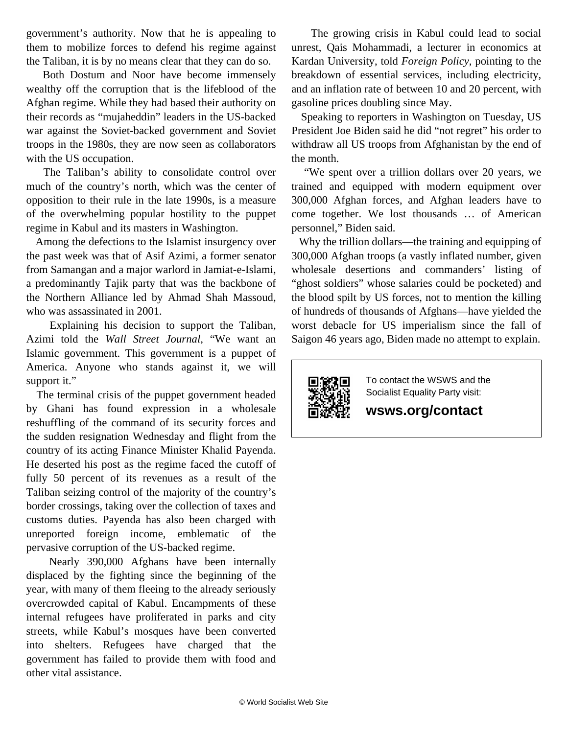government's authority. Now that he is appealing to them to mobilize forces to defend his regime against the Taliban, it is by no means clear that they can do so.

Both Dostum and Noor have become immensely wealthy off the corruption that is the lifeblood of the Afghan regime. While they had based their authority on their records as "mujaheddin" leaders in the US-backed war against the Soviet-backed government and Soviet troops in the 1980s, they are now seen as collaborators with the US occupation.

The Taliban's ability to consolidate control over much of the country's north, which was the center of opposition to their rule in the late 1990s, is a measure of the overwhelming popular hostility to the puppet regime in Kabul and its masters in Washington.

Among the defections to the Islamist insurgency over the past week was that of Asif Azimi, a former senator from Samangan and a major warlord in Jamiat-e-Islami, a predominantly Tajik party that was the backbone of the Northern Alliance led by Ahmad Shah Massoud, who was assassinated in 2001.

Explaining his decision to support the Taliban, Azimi told the *Wall Street Journal*, "We want an Islamic government. This government is a puppet of America. Anyone who stands against it, we will support it."

The terminal crisis of the puppet government headed by Ghani has found expression in a wholesale reshuffling of the command of its security forces and the sudden resignation Wednesday and flight from the country of its acting Finance Minister Khalid Payenda. He deserted his post as the regime faced the cutoff of fully 50 percent of its revenues as a result of the Taliban seizing control of the majority of the country's border crossings, taking over the collection of taxes and customs duties. Payenda has also been charged with unreported foreign income, emblematic of the pervasive corruption of the US-backed regime.

Nearly 390,000 Afghans have been internally displaced by the fighting since the beginning of the year, with many of them fleeing to the already seriously overcrowded capital of Kabul. Encampments of these internal refugees have proliferated in parks and city streets, while Kabul's mosques have been converted into shelters. Refugees have charged that the government has failed to provide them with food and other vital assistance.

The growing crisis in Kabul could lead to social unrest, Qais Mohammadi, a lecturer in economics at Kardan University, told *Foreign Policy*, pointing to the breakdown of essential services, including electricity, and an inflation rate of between 10 and 20 percent, with gasoline prices doubling since May.

Speaking to reporters in Washington on Tuesday, US President Joe Biden said he did "not regret" his order to withdraw all US troops from Afghanistan by the end of the month.

"We spent over a trillion dollars over 20 years, we trained and equipped with modern equipment over 300,000 Afghan forces, and Afghan leaders have to come together. We lost thousands … of American personnel," Biden said.

Why the trillion dollars—the training and equipping of 300,000 Afghan troops (a vastly inflated number, given wholesale desertions and commanders' listing of "ghost soldiers" whose salaries could be pocketed) and the blood spilt by US forces, not to mention the killing of hundreds of thousands of Afghans—have yielded the worst debacle for US imperialism since the fall of Saigon 46 years ago, Biden made no attempt to explain.

To contact the WSWS and the Socialist Equality Party visit:

**wsws.org/contact**